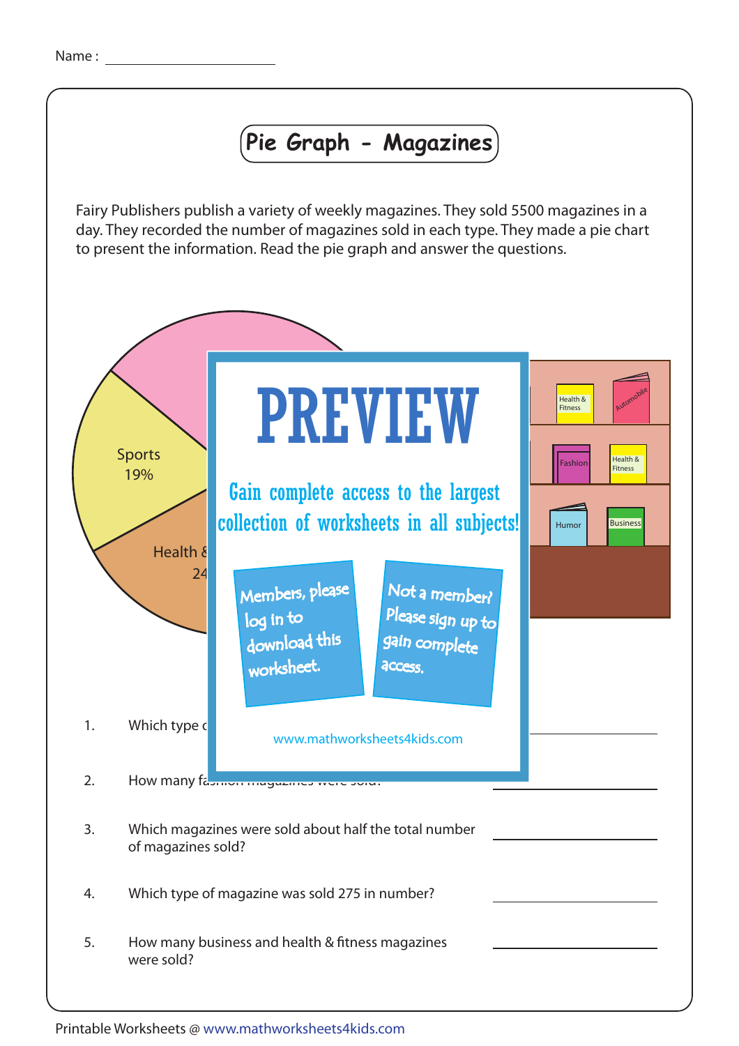Name : ____________________

# Pie Graph - Magazines

Fairy Publishers publish a variety of weekly magazines. They sold 5500 magazines in a day. They recorded the number of magazines sold in each type. They made a pie chart to present the information. Read the pie graph and answer the questions.

Sports
19%

Health &
24

Health & Fitness

Automobile

Fashion

Health & Fitness

Humor

Business

PREVIEW

Gain complete access to the largest collection of worksheets in all subjects!

Members, please log in to download this worksheet.

Not a member? Please sign up to gain complete access.

www.mathworksheets4kids.com

1. Which type c ____________________

2. How many fa ____________________

3. Which magazines were sold about half the total number of magazines sold? ____________________

4. Which type of magazine was sold 275 in number? ____________________

5. How many business and health & fitness magazines were sold? ____________________

Printable Worksheets @ www.mathworksheets4kids.com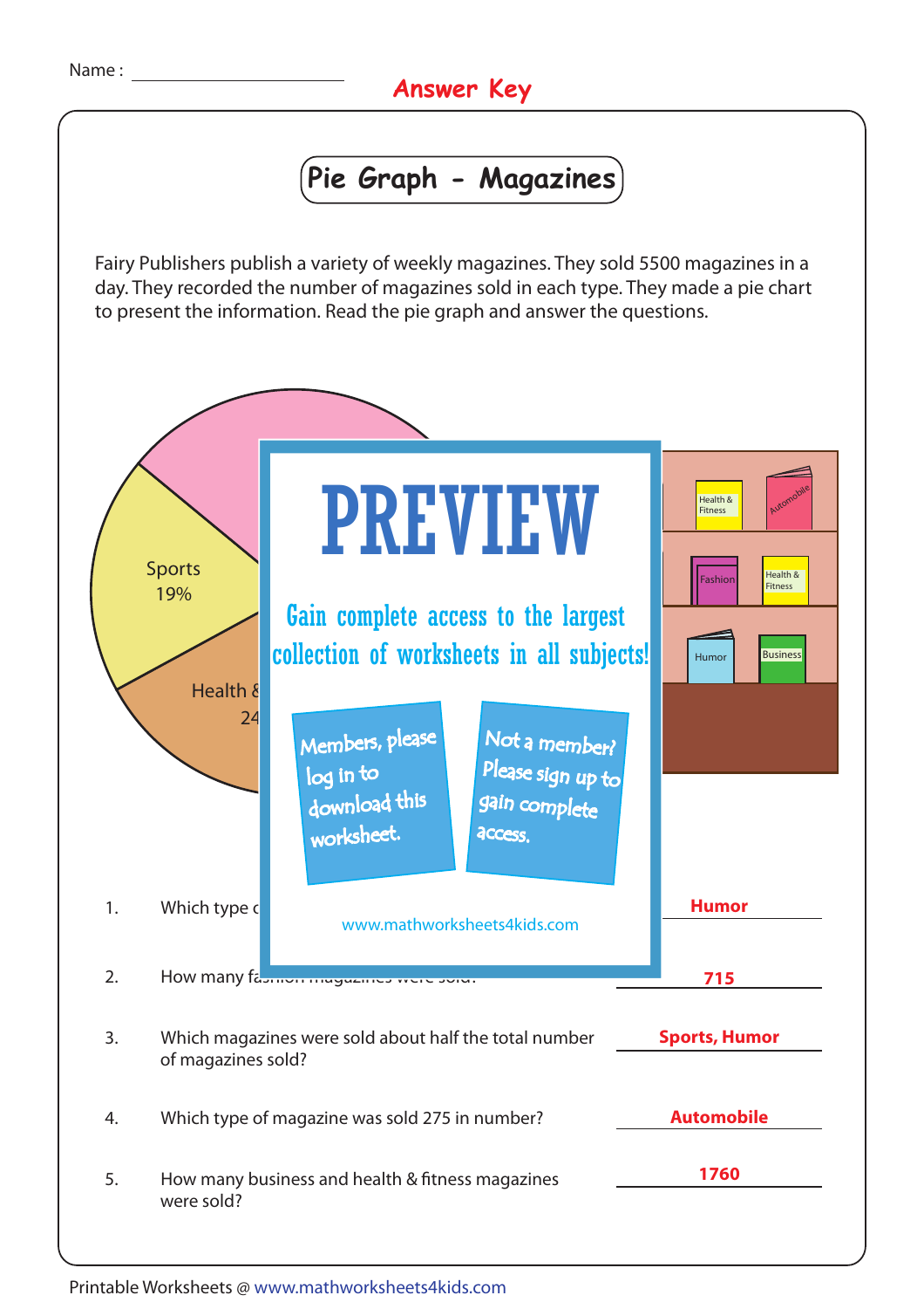Name :

Answer Key

# Pie Graph - Magazines

Fairy Publishers publish a variety of weekly magazines. They sold 5500 magazines in a day. They recorded the number of magazines sold in each type. They made a pie chart to present the information. Read the pie graph and answer the questions.

Sports
19%

Health &
24

Health & Fitness
Automobile
Fashion
Health & Fitness
Humor
Business

PREVIEW

Gain complete access to the largest collection of worksheets in all subjects!

Members, please log in to download this worksheet.

Not a member? Please sign up to gain complete access.

www.mathworksheets4kids.com

1. Which type c **Humor**

2. How many fa **715**

3. Which magazines were sold about half the total number of magazines sold? **Sports, Humor**

4. Which type of magazine was sold 275 in number? **Automobile**

5. How many business and health & fitness magazines were sold? **1760**